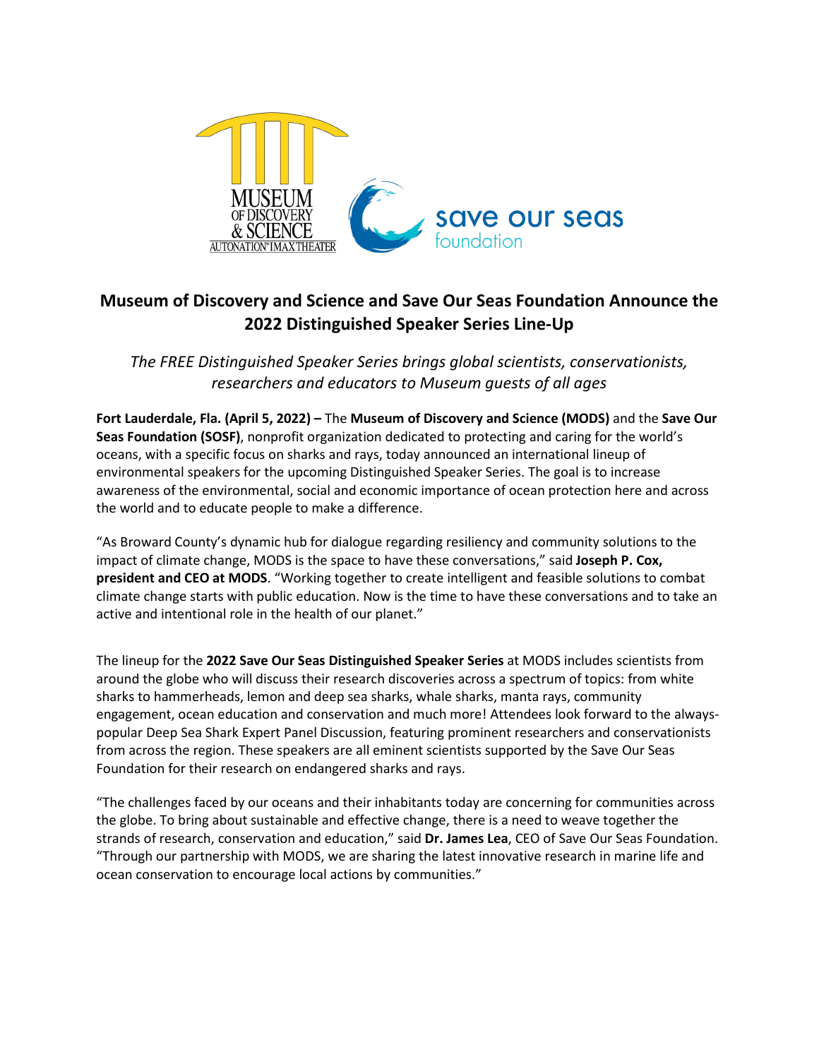# Museum of Discovery and Science and Save Our Seas Foundation Announce the 2022 Distinguished Speaker Series Line-Up

*The FREE Distinguished Speaker Series brings global scientists, conservationists, researchers and educators to Museum guests of all ages*

**Fort Lauderdale, Fla. (April 5, 2022) –** The **Museum of Discovery and Science (MODS)** and the **Save Our Seas Foundation (SOSF)**, nonprofit organization dedicated to protecting and caring for the world's oceans, with a specific focus on sharks and rays, today announced an international lineup of environmental speakers for the upcoming Distinguished Speaker Series. The goal is to increase awareness of the environmental, social and economic importance of ocean protection here and across the world and to educate people to make a difference.

"As Broward County's dynamic hub for dialogue regarding resiliency and community solutions to the impact of climate change, MODS is the space to have these conversations," said **Joseph P. Cox, president and CEO at MODS**. "Working together to create intelligent and feasible solutions to combat climate change starts with public education. Now is the time to have these conversations and to take an active and intentional role in the health of our planet."

The lineup for the **2022 Save Our Seas Distinguished Speaker Series** at MODS includes scientists from around the globe who will discuss their research discoveries across a spectrum of topics: from white sharks to hammerheads, lemon and deep sea sharks, whale sharks, manta rays, community engagement, ocean education and conservation and much more! Attendees look forward to the always-popular Deep Sea Shark Expert Panel Discussion, featuring prominent researchers and conservationists from across the region. These speakers are all eminent scientists supported by the Save Our Seas Foundation for their research on endangered sharks and rays.

"The challenges faced by our oceans and their inhabitants today are concerning for communities across the globe. To bring about sustainable and effective change, there is a need to weave together the strands of research, conservation and education," said **Dr. James Lea**, CEO of Save Our Seas Foundation. "Through our partnership with MODS, we are sharing the latest innovative research in marine life and ocean conservation to encourage local actions by communities."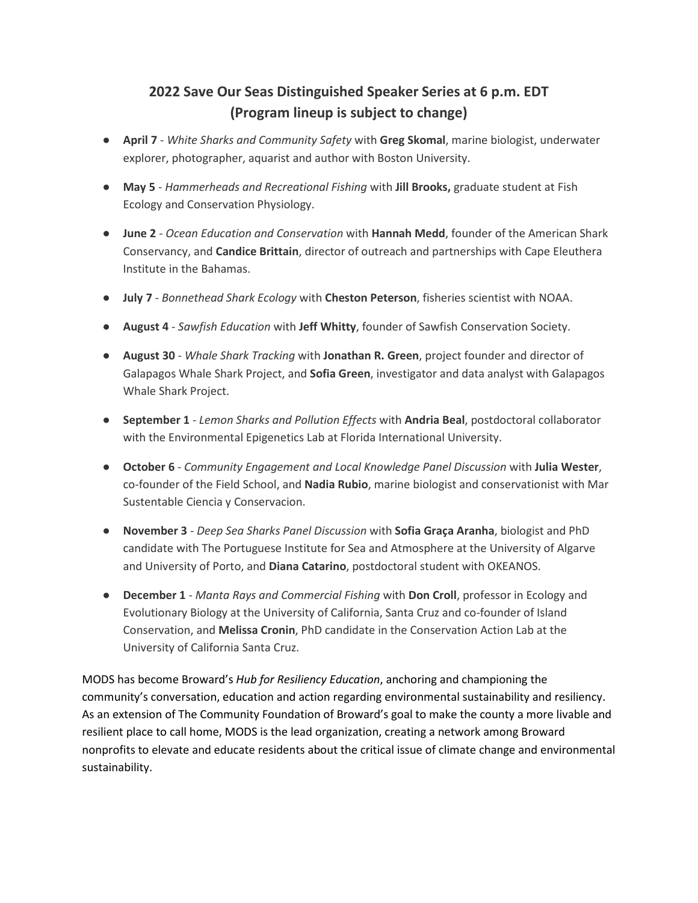## 2022 Save Our Seas Distinguished Speaker Series at 6 p.m. EDT (Program lineup is subject to change)

- **April 7** - *White Sharks and Community Safety* with **Greg Skomal**, marine biologist, underwater explorer, photographer, aquarist and author with Boston University.
- **May 5** - *Hammerheads and Recreational Fishing* with **Jill Brooks,** graduate student at Fish Ecology and Conservation Physiology.
- **June 2** - *Ocean Education and Conservation* with **Hannah Medd**, founder of the American Shark Conservancy, and **Candice Brittain**, director of outreach and partnerships with Cape Eleuthera Institute in the Bahamas.
- **July 7** - *Bonnethead Shark Ecology* with **Cheston Peterson**, fisheries scientist with NOAA.
- **August 4** - *Sawfish Education* with **Jeff Whitty**, founder of Sawfish Conservation Society.
- **August 30** - *Whale Shark Tracking* with **Jonathan R. Green**, project founder and director of Galapagos Whale Shark Project, and **Sofia Green**, investigator and data analyst with Galapagos Whale Shark Project.
- **September 1** - *Lemon Sharks and Pollution Effects* with **Andria Beal**, postdoctoral collaborator with the Environmental Epigenetics Lab at Florida International University.
- **October 6** - *Community Engagement and Local Knowledge Panel Discussion* with **Julia Wester**, co-founder of the Field School, and **Nadia Rubio**, marine biologist and conservationist with Mar Sustentable Ciencia y Conservacion.
- **November 3** - *Deep Sea Sharks Panel Discussion* with **Sofia Graça Aranha**, biologist and PhD candidate with The Portuguese Institute for Sea and Atmosphere at the University of Algarve and University of Porto, and **Diana Catarino**, postdoctoral student with OKEANOS.
- **December 1** - *Manta Rays and Commercial Fishing* with **Don Croll**, professor in Ecology and Evolutionary Biology at the University of California, Santa Cruz and co-founder of Island Conservation, and **Melissa Cronin**, PhD candidate in the Conservation Action Lab at the University of California Santa Cruz.

MODS has become Broward's *Hub for Resiliency Education*, anchoring and championing the community's conversation, education and action regarding environmental sustainability and resiliency. As an extension of The Community Foundation of Broward's goal to make the county a more livable and resilient place to call home, MODS is the lead organization, creating a network among Broward nonprofits to elevate and educate residents about the critical issue of climate change and environmental sustainability.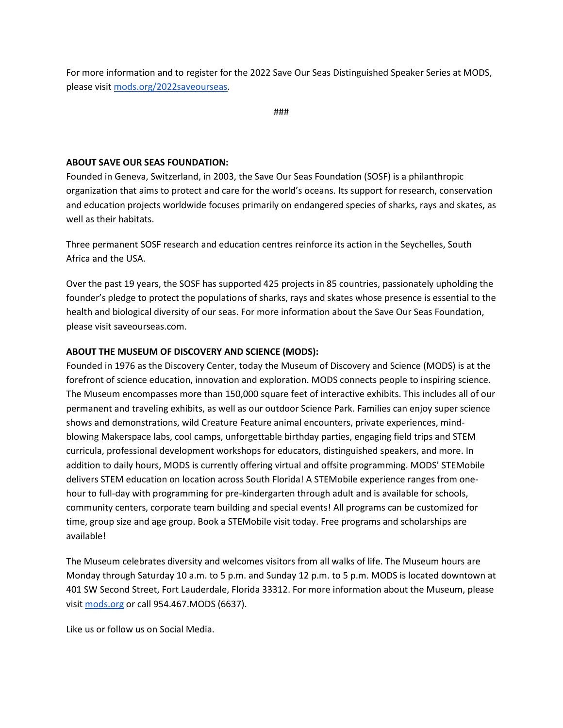For more information and to register for the 2022 Save Our Seas Distinguished Speaker Series at MODS, please visit [mods.org/2022saveourseas](mods.org/2022saveourseas).

###

**ABOUT SAVE OUR SEAS FOUNDATION:**
Founded in Geneva, Switzerland, in 2003, the Save Our Seas Foundation (SOSF) is a philanthropic organization that aims to protect and care for the world's oceans. Its support for research, conservation and education projects worldwide focuses primarily on endangered species of sharks, rays and skates, as well as their habitats.

Three permanent SOSF research and education centres reinforce its action in the Seychelles, South Africa and the USA.

Over the past 19 years, the SOSF has supported 425 projects in 85 countries, passionately upholding the founder's pledge to protect the populations of sharks, rays and skates whose presence is essential to the health and biological diversity of our seas. For more information about the Save Our Seas Foundation, please visit saveourseas.com.

**ABOUT THE MUSEUM OF DISCOVERY AND SCIENCE (MODS):**
Founded in 1976 as the Discovery Center, today the Museum of Discovery and Science (MODS) is at the forefront of science education, innovation and exploration. MODS connects people to inspiring science. The Museum encompasses more than 150,000 square feet of interactive exhibits. This includes all of our permanent and traveling exhibits, as well as our outdoor Science Park. Families can enjoy super science shows and demonstrations, wild Creature Feature animal encounters, private experiences, mind-blowing Makerspace labs, cool camps, unforgettable birthday parties, engaging field trips and STEM curricula, professional development workshops for educators, distinguished speakers, and more. In addition to daily hours, MODS is currently offering virtual and offsite programming. MODS' STEMobile delivers STEM education on location across South Florida! A STEMobile experience ranges from one-hour to full-day with programming for pre-kindergarten through adult and is available for schools, community centers, corporate team building and special events! All programs can be customized for time, group size and age group. Book a STEMobile visit today. Free programs and scholarships are available!

The Museum celebrates diversity and welcomes visitors from all walks of life. The Museum hours are Monday through Saturday 10 a.m. to 5 p.m. and Sunday 12 p.m. to 5 p.m. MODS is located downtown at 401 SW Second Street, Fort Lauderdale, Florida 33312. For more information about the Museum, please visit [mods.org](mods.org) or call 954.467.MODS (6637).

Like us or follow us on Social Media.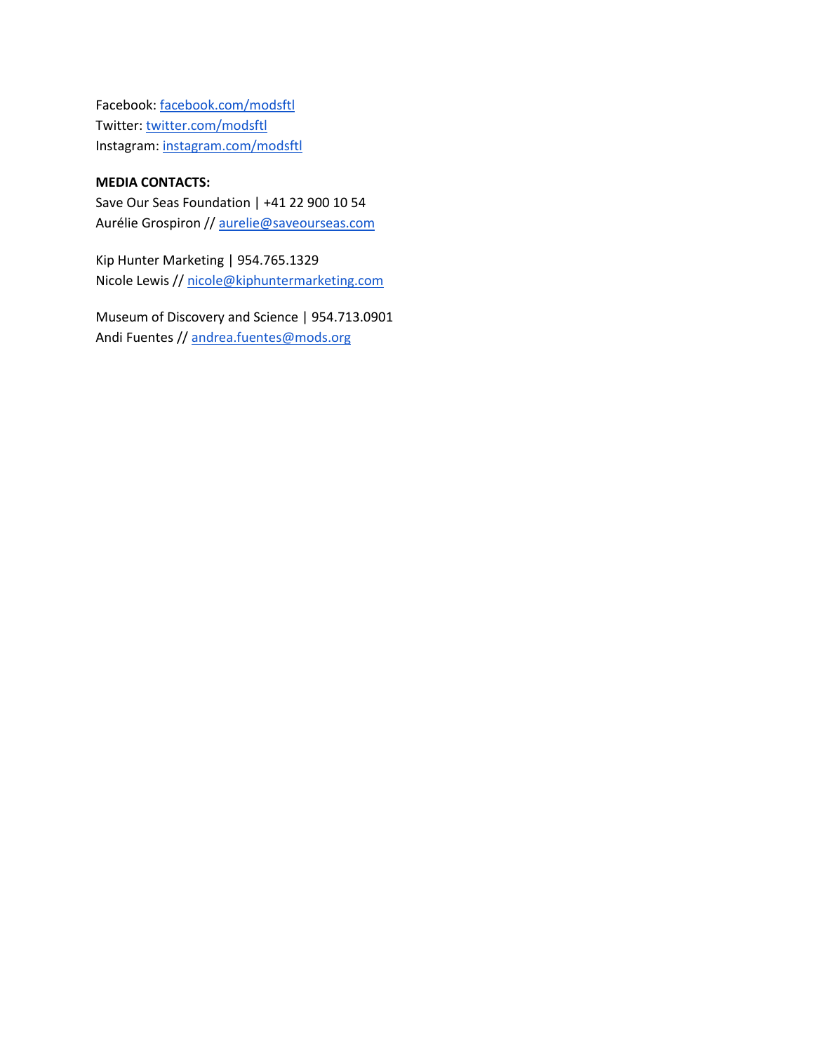Facebook: facebook.com/modsftl
Twitter: twitter.com/modsftl
Instagram: instagram.com/modsftl

**MEDIA CONTACTS:**
Save Our Seas Foundation | +41 22 900 10 54
Aurélie Grospiron // aurelie@saveourseas.com

Kip Hunter Marketing | 954.765.1329
Nicole Lewis // nicole@kiphuntermarketing.com

Museum of Discovery and Science | 954.713.0901
Andi Fuentes // andrea.fuentes@mods.org